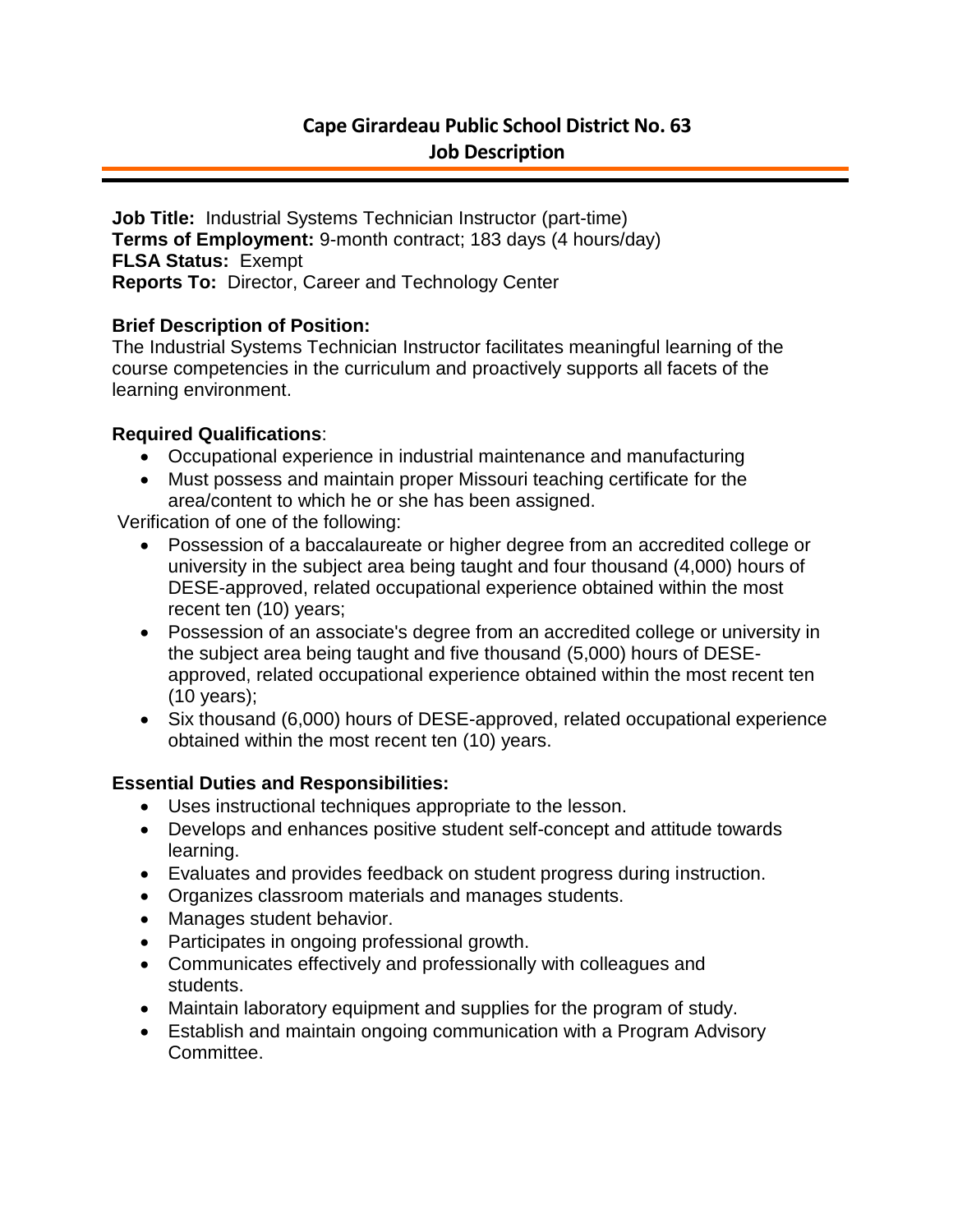# Cape Girardeau Public School District No. 63
## Job Description

---

**Job Title:** Industrial Systems Technician Instructor (part-time)
**Terms of Employment:** 9-month contract; 183 days (4 hours/day)
**FLSA Status:** Exempt
**Reports To:** Director, Career and Technology Center

**Brief Description of Position:**
The Industrial Systems Technician Instructor facilitates meaningful learning of the course competencies in the curriculum and proactively supports all facets of the learning environment.

**Required Qualifications**:

- Occupational experience in industrial maintenance and manufacturing
- Must possess and maintain proper Missouri teaching certificate for the area/content to which he or she has been assigned.

Verification of one of the following:

- Possession of a baccalaureate or higher degree from an accredited college or university in the subject area being taught and four thousand (4,000) hours of DESE-approved, related occupational experience obtained within the most recent ten (10) years;
- Possession of an associate's degree from an accredited college or university in the subject area being taught and five thousand (5,000) hours of DESE-approved, related occupational experience obtained within the most recent ten (10 years);
- Six thousand (6,000) hours of DESE-approved, related occupational experience obtained within the most recent ten (10) years.

**Essential Duties and Responsibilities:**

- Uses instructional techniques appropriate to the lesson.
- Develops and enhances positive student self-concept and attitude towards learning.
- Evaluates and provides feedback on student progress during instruction.
- Organizes classroom materials and manages students.
- Manages student behavior.
- Participates in ongoing professional growth.
- Communicates effectively and professionally with colleagues and students.
- Maintain laboratory equipment and supplies for the program of study.
- Establish and maintain ongoing communication with a Program Advisory Committee.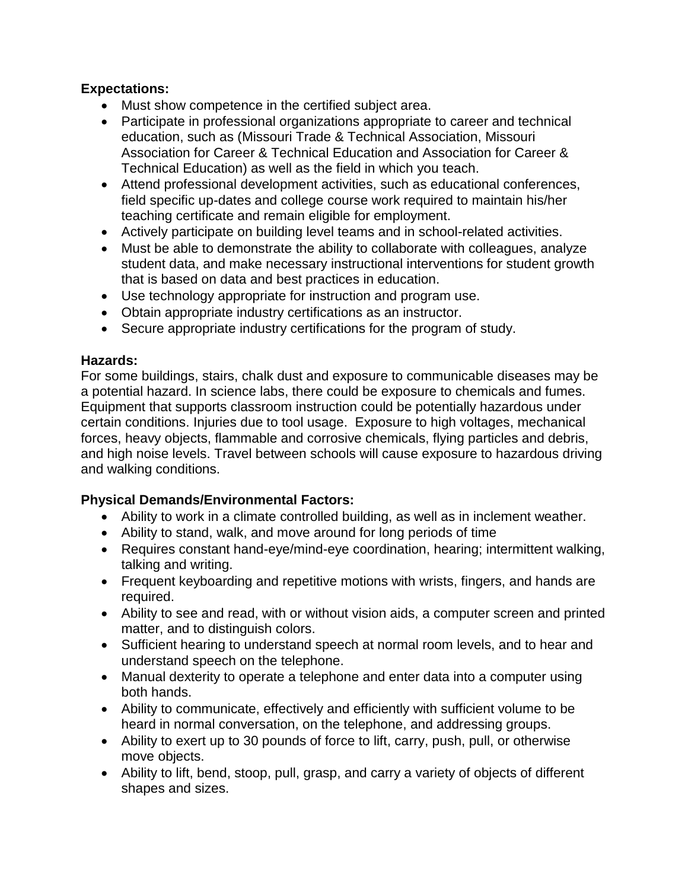**Expectations:**

- Must show competence in the certified subject area.
- Participate in professional organizations appropriate to career and technical education, such as (Missouri Trade & Technical Association, Missouri Association for Career & Technical Education and Association for Career & Technical Education) as well as the field in which you teach.
- Attend professional development activities, such as educational conferences, field specific up-dates and college course work required to maintain his/her teaching certificate and remain eligible for employment.
- Actively participate on building level teams and in school-related activities.
- Must be able to demonstrate the ability to collaborate with colleagues, analyze student data, and make necessary instructional interventions for student growth that is based on data and best practices in education.
- Use technology appropriate for instruction and program use.
- Obtain appropriate industry certifications as an instructor.
- Secure appropriate industry certifications for the program of study.

**Hazards:**

For some buildings, stairs, chalk dust and exposure to communicable diseases may be a potential hazard. In science labs, there could be exposure to chemicals and fumes. Equipment that supports classroom instruction could be potentially hazardous under certain conditions. Injuries due to tool usage. Exposure to high voltages, mechanical forces, heavy objects, flammable and corrosive chemicals, flying particles and debris, and high noise levels. Travel between schools will cause exposure to hazardous driving and walking conditions.

**Physical Demands/Environmental Factors:**

- Ability to work in a climate controlled building, as well as in inclement weather.
- Ability to stand, walk, and move around for long periods of time
- Requires constant hand-eye/mind-eye coordination, hearing; intermittent walking, talking and writing.
- Frequent keyboarding and repetitive motions with wrists, fingers, and hands are required.
- Ability to see and read, with or without vision aids, a computer screen and printed matter, and to distinguish colors.
- Sufficient hearing to understand speech at normal room levels, and to hear and understand speech on the telephone.
- Manual dexterity to operate a telephone and enter data into a computer using both hands.
- Ability to communicate, effectively and efficiently with sufficient volume to be heard in normal conversation, on the telephone, and addressing groups.
- Ability to exert up to 30 pounds of force to lift, carry, push, pull, or otherwise move objects.
- Ability to lift, bend, stoop, pull, grasp, and carry a variety of objects of different shapes and sizes.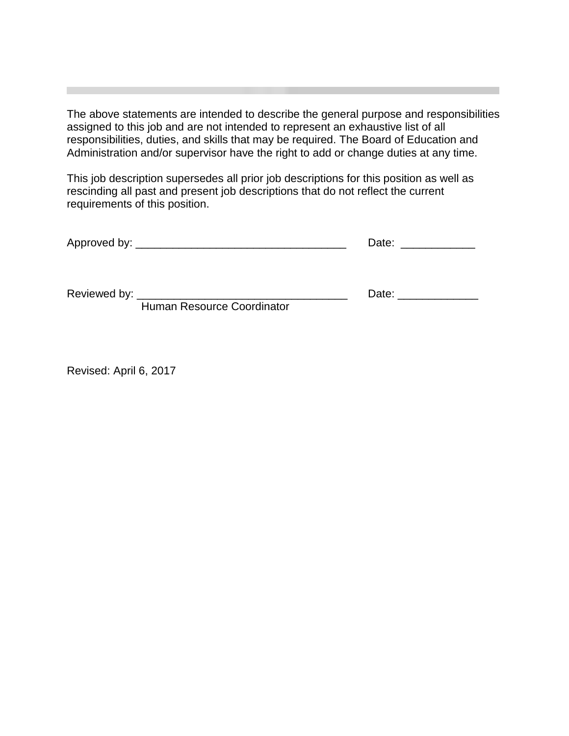---

The above statements are intended to describe the general purpose and responsibilities assigned to this job and are not intended to represent an exhaustive list of all responsibilities, duties, and skills that may be required. The Board of Education and Administration and/or supervisor have the right to add or change duties at any time.

This job description supersedes all prior job descriptions for this position as well as rescinding all past and present job descriptions that do not reflect the current requirements of this position.

Approved by: ___________________________________ Date: ____________

Reviewed by: __________________________________ Date: _____________
Human Resource Coordinator

Revised: April 6, 2017